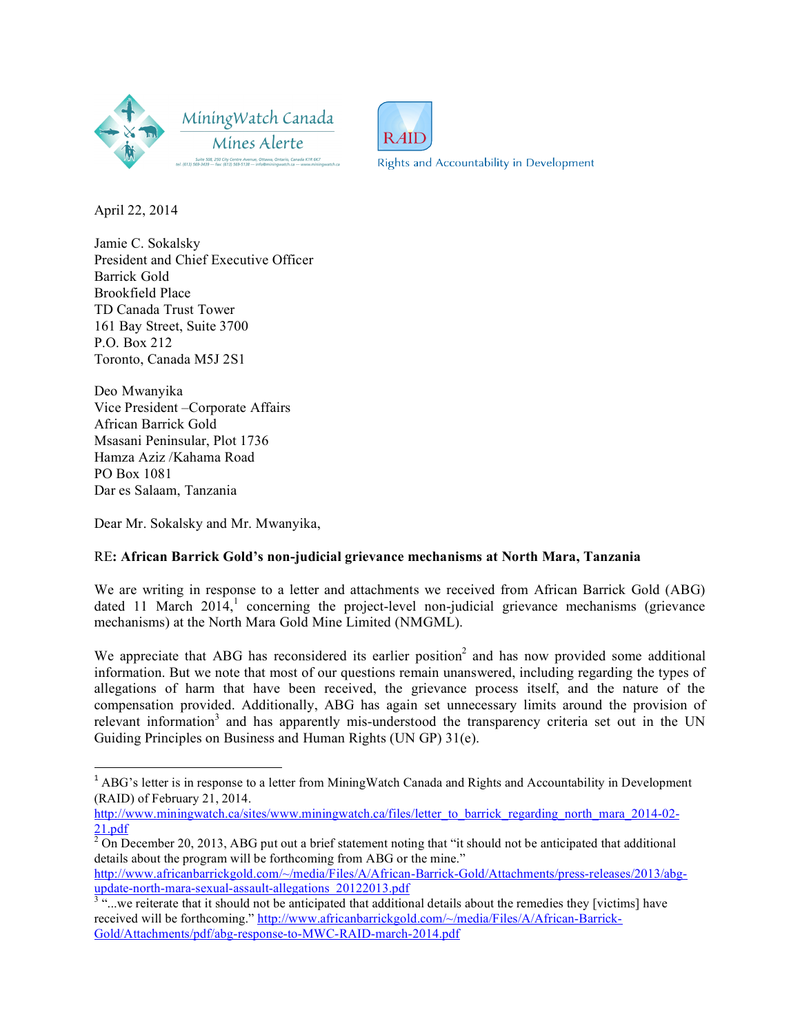MiningWatch Canada
Mines Alerte

Suite 508, 250 City Centre Avenue, Ottawa, Ontario, Canada K1R 6K7
tel. (613) 569-3439 — fax: (613) 569-5138 — info@miningwatch.ca — www.miningwatch.ca

RAID
Rights and Accountability in Development

April 22, 2014

Jamie C. Sokalsky
President and Chief Executive Officer
Barrick Gold
Brookfield Place
TD Canada Trust Tower
161 Bay Street, Suite 3700
P.O. Box 212
Toronto, Canada M5J 2S1

Deo Mwanyika
Vice President –Corporate Affairs
African Barrick Gold
Msasani Peninsular, Plot 1736
Hamza Aziz /Kahama Road
PO Box 1081
Dar es Salaam, Tanzania

Dear Mr. Sokalsky and Mr. Mwanyika,

RE: **African Barrick Gold's non-judicial grievance mechanisms at North Mara, Tanzania**

We are writing in response to a letter and attachments we received from African Barrick Gold (ABG) dated 11 March 2014,[1] concerning the project-level non-judicial grievance mechanisms (grievance mechanisms) at the North Mara Gold Mine Limited (NMGML).

We appreciate that ABG has reconsidered its earlier position[2] and has now provided some additional information. But we note that most of our questions remain unanswered, including regarding the types of allegations of harm that have been received, the grievance process itself, and the nature of the compensation provided. Additionally, ABG has again set unnecessary limits around the provision of relevant information[3] and has apparently mis-understood the transparency criteria set out in the UN Guiding Principles on Business and Human Rights (UN GP) 31(e).

---

[1] ABG's letter is in response to a letter from MiningWatch Canada and Rights and Accountability in Development (RAID) of February 21, 2014. http://www.miningwatch.ca/sites/www.miningwatch.ca/files/letter_to_barrick_regarding_north_mara_2014-02-21.pdf

[2] On December 20, 2013, ABG put out a brief statement noting that "it should not be anticipated that additional details about the program will be forthcoming from ABG or the mine." http://www.africanbarrickgold.com/~/media/Files/A/African-Barrick-Gold/Attachments/press-releases/2013/abg-update-north-mara-sexual-assault-allegations_20122013.pdf

[3] "...we reiterate that it should not be anticipated that additional details about the remedies they [victims] have received will be forthcoming." http://www.africanbarrickgold.com/~/media/Files/A/African-Barrick-Gold/Attachments/pdf/abg-response-to-MWC-RAID-march-2014.pdf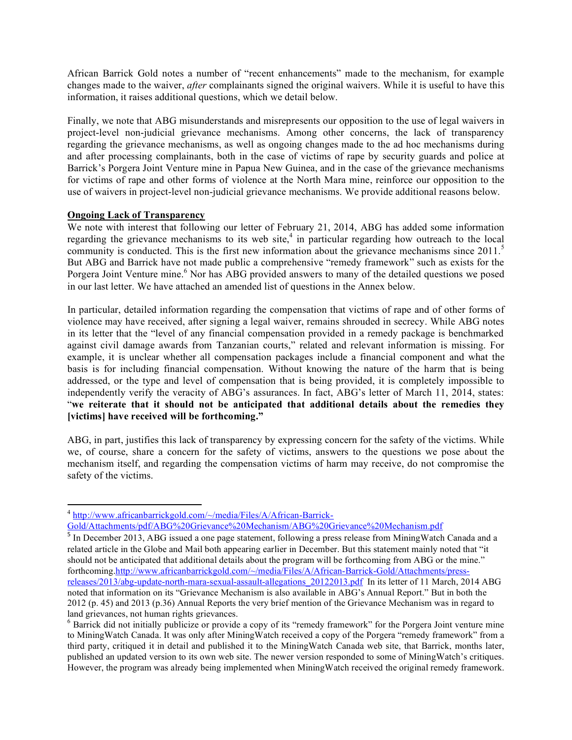African Barrick Gold notes a number of "recent enhancements" made to the mechanism, for example changes made to the waiver, *after* complainants signed the original waivers. While it is useful to have this information, it raises additional questions, which we detail below.

Finally, we note that ABG misunderstands and misrepresents our opposition to the use of legal waivers in project-level non-judicial grievance mechanisms. Among other concerns, the lack of transparency regarding the grievance mechanisms, as well as ongoing changes made to the ad hoc mechanisms during and after processing complainants, both in the case of victims of rape by security guards and police at Barrick's Porgera Joint Venture mine in Papua New Guinea, and in the case of the grievance mechanisms for victims of rape and other forms of violence at the North Mara mine, reinforce our opposition to the use of waivers in project-level non-judicial grievance mechanisms. We provide additional reasons below.

**Ongoing Lack of Transparency**

We note with interest that following our letter of February 21, 2014, ABG has added some information regarding the grievance mechanisms to its web site,[4] in particular regarding how outreach to the local community is conducted. This is the first new information about the grievance mechanisms since 2011.[5] But ABG and Barrick have not made public a comprehensive "remedy framework" such as exists for the Porgera Joint Venture mine.[6] Nor has ABG provided answers to many of the detailed questions we posed in our last letter. We have attached an amended list of questions in the Annex below.

In particular, detailed information regarding the compensation that victims of rape and of other forms of violence may have received, after signing a legal waiver, remains shrouded in secrecy. While ABG notes in its letter that the "level of any financial compensation provided in a remedy package is benchmarked against civil damage awards from Tanzanian courts," related and relevant information is missing. For example, it is unclear whether all compensation packages include a financial component and what the basis is for including financial compensation. Without knowing the nature of the harm that is being addressed, or the type and level of compensation that is being provided, it is completely impossible to independently verify the veracity of ABG's assurances. In fact, ABG's letter of March 11, 2014, states: "**we reiterate that it should not be anticipated that additional details about the remedies they [victims] have received will be forthcoming."**

ABG, in part, justifies this lack of transparency by expressing concern for the safety of the victims. While we, of course, share a concern for the safety of victims, answers to the questions we pose about the mechanism itself, and regarding the compensation victims of harm may receive, do not compromise the safety of the victims.

---

[4] http://www.africanbarrickgold.com/~/media/Files/A/African-Barrick-Gold/Attachments/pdf/ABG%20Grievance%20Mechanism/ABG%20Grievance%20Mechanism.pdf

[5] In December 2013, ABG issued a one page statement, following a press release from MiningWatch Canada and a related article in the Globe and Mail both appearing earlier in December. But this statement mainly noted that "it should not be anticipated that additional details about the program will be forthcoming from ABG or the mine." forthcoming.http://www.africanbarrickgold.com/~/media/Files/A/African-Barrick-Gold/Attachments/press-releases/2013/abg-update-north-mara-sexual-assault-allegations_20122013.pdf In its letter of 11 March, 2014 ABG noted that information on its "Grievance Mechanism is also available in ABG's Annual Report." But in both the 2012 (p. 45) and 2013 (p.36) Annual Reports the very brief mention of the Grievance Mechanism was in regard to land grievances, not human rights grievances.

[6] Barrick did not initially publicize or provide a copy of its "remedy framework" for the Porgera Joint venture mine to MiningWatch Canada. It was only after MiningWatch received a copy of the Porgera "remedy framework" from a third party, critiqued it in detail and published it to the MiningWatch Canada web site, that Barrick, months later, published an updated version to its own web site. The newer version responded to some of MiningWatch's critiques. However, the program was already being implemented when MiningWatch received the original remedy framework.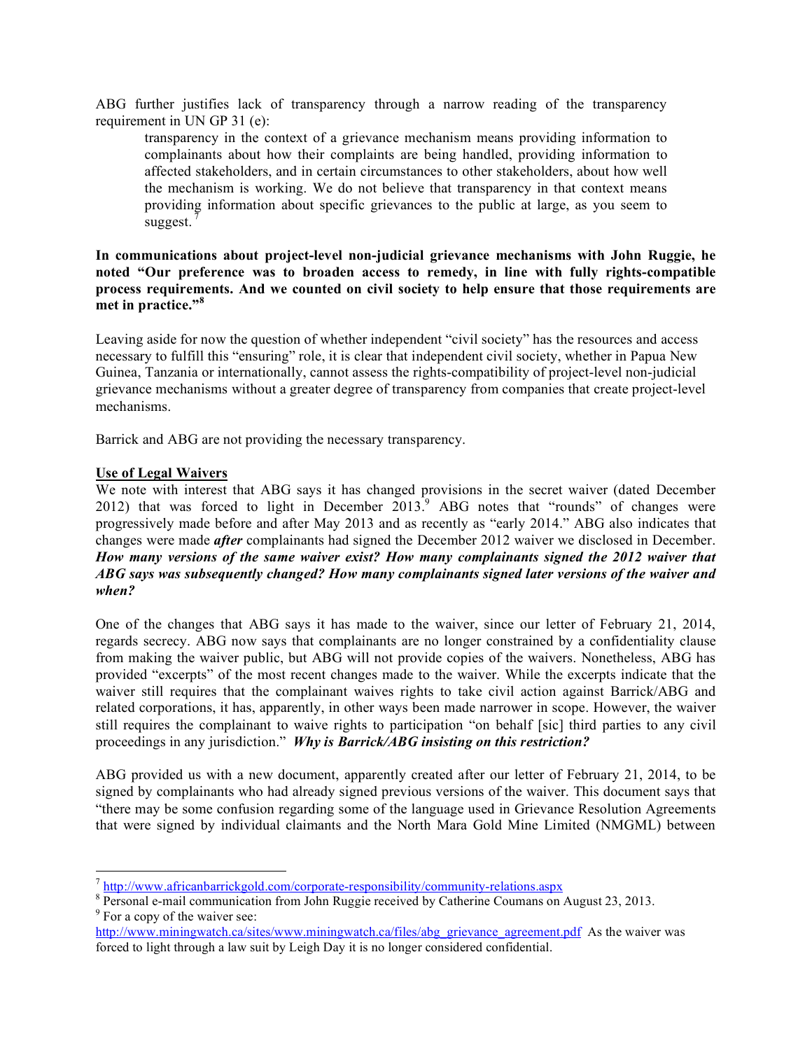ABG further justifies lack of transparency through a narrow reading of the transparency requirement in UN GP 31 (e):

> transparency in the context of a grievance mechanism means providing information to complainants about how their complaints are being handled, providing information to affected stakeholders, and in certain circumstances to other stakeholders, about how well the mechanism is working. We do not believe that transparency in that context means providing information about specific grievances to the public at large, as you seem to suggest.[7]

**In communications about project-level non-judicial grievance mechanisms with John Ruggie, he noted "Our preference was to broaden access to remedy, in line with fully rights-compatible process requirements. And we counted on civil society to help ensure that those requirements are met in practice."[8]**

Leaving aside for now the question of whether independent "civil society" has the resources and access necessary to fulfill this "ensuring" role, it is clear that independent civil society, whether in Papua New Guinea, Tanzania or internationally, cannot assess the rights-compatibility of project-level non-judicial grievance mechanisms without a greater degree of transparency from companies that create project-level mechanisms.

Barrick and ABG are not providing the necessary transparency.

**Use of Legal Waivers**

We note with interest that ABG says it has changed provisions in the secret waiver (dated December 2012) that was forced to light in December 2013.[9] ABG notes that "rounds" of changes were progressively made before and after May 2013 and as recently as "early 2014." ABG also indicates that changes were made ***after*** complainants had signed the December 2012 waiver we disclosed in December. ***How many versions of the same waiver exist? How many complainants signed the 2012 waiver that ABG says was subsequently changed? How many complainants signed later versions of the waiver and when?***

One of the changes that ABG says it has made to the waiver, since our letter of February 21, 2014, regards secrecy. ABG now says that complainants are no longer constrained by a confidentiality clause from making the waiver public, but ABG will not provide copies of the waivers. Nonetheless, ABG has provided "excerpts" of the most recent changes made to the waiver. While the excerpts indicate that the waiver still requires that the complainant waives rights to take civil action against Barrick/ABG and related corporations, it has, apparently, in other ways been made narrower in scope. However, the waiver still requires the complainant to waive rights to participation "on behalf [sic] third parties to any civil proceedings in any jurisdiction." ***Why is Barrick/ABG insisting on this restriction?***

ABG provided us with a new document, apparently created after our letter of February 21, 2014, to be signed by complainants who had already signed previous versions of the waiver. This document says that "there may be some confusion regarding some of the language used in Grievance Resolution Agreements that were signed by individual claimants and the North Mara Gold Mine Limited (NMGML) between

---

[7] http://www.africanbarrickgold.com/corporate-responsibility/community-relations.aspx

[8] Personal e-mail communication from John Ruggie received by Catherine Coumans on August 23, 2013.

[9] For a copy of the waiver see: http://www.miningwatch.ca/sites/www.miningwatch.ca/files/abg_grievance_agreement.pdf As the waiver was forced to light through a law suit by Leigh Day it is no longer considered confidential.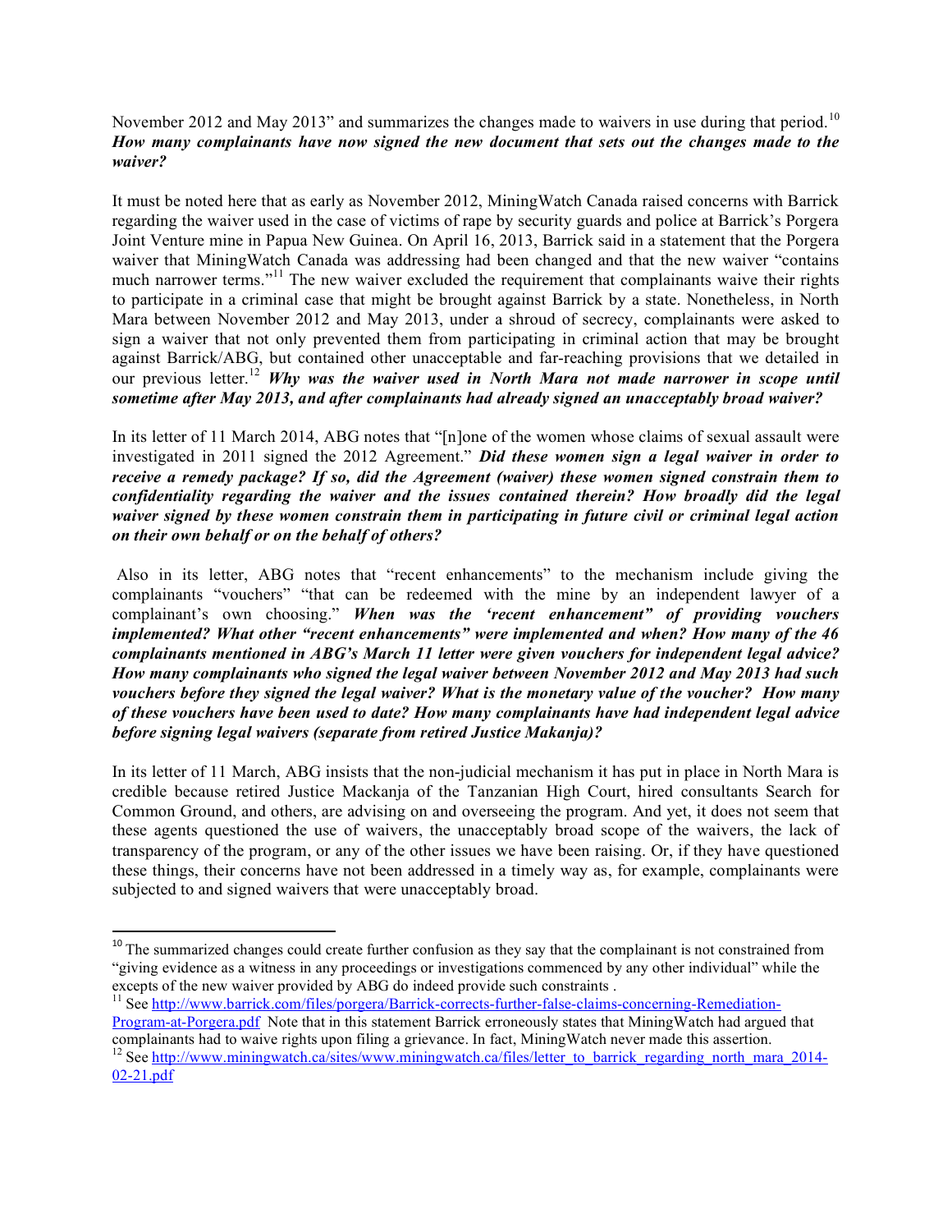November 2012 and May 2013" and summarizes the changes made to waivers in use during that period.[10] ***How many complainants have now signed the new document that sets out the changes made to the waiver?***

It must be noted here that as early as November 2012, MiningWatch Canada raised concerns with Barrick regarding the waiver used in the case of victims of rape by security guards and police at Barrick's Porgera Joint Venture mine in Papua New Guinea. On April 16, 2013, Barrick said in a statement that the Porgera waiver that MiningWatch Canada was addressing had been changed and that the new waiver "contains much narrower terms."[11] The new waiver excluded the requirement that complainants waive their rights to participate in a criminal case that might be brought against Barrick by a state. Nonetheless, in North Mara between November 2012 and May 2013, under a shroud of secrecy, complainants were asked to sign a waiver that not only prevented them from participating in criminal action that may be brought against Barrick/ABG, but contained other unacceptable and far-reaching provisions that we detailed in our previous letter.[12] ***Why was the waiver used in North Mara not made narrower in scope until sometime after May 2013, and after complainants had already signed an unacceptably broad waiver?***

In its letter of 11 March 2014, ABG notes that "[n]one of the women whose claims of sexual assault were investigated in 2011 signed the 2012 Agreement." ***Did these women sign a legal waiver in order to receive a remedy package? If so, did the Agreement (waiver) these women signed constrain them to confidentiality regarding the waiver and the issues contained therein? How broadly did the legal waiver signed by these women constrain them in participating in future civil or criminal legal action on their own behalf or on the behalf of others?***

Also in its letter, ABG notes that "recent enhancements" to the mechanism include giving the complainants "vouchers" "that can be redeemed with the mine by an independent lawyer of a complainant's own choosing." ***When was the 'recent enhancement" of providing vouchers implemented? What other "recent enhancements" were implemented and when? How many of the 46 complainants mentioned in ABG's March 11 letter were given vouchers for independent legal advice? How many complainants who signed the legal waiver between November 2012 and May 2013 had such vouchers before they signed the legal waiver? What is the monetary value of the voucher? How many of these vouchers have been used to date? How many complainants have had independent legal advice before signing legal waivers (separate from retired Justice Makanja)?***

In its letter of 11 March, ABG insists that the non-judicial mechanism it has put in place in North Mara is credible because retired Justice Mackanja of the Tanzanian High Court, hired consultants Search for Common Ground, and others, are advising on and overseeing the program. And yet, it does not seem that these agents questioned the use of waivers, the unacceptably broad scope of the waivers, the lack of transparency of the program, or any of the other issues we have been raising. Or, if they have questioned these things, their concerns have not been addressed in a timely way as, for example, complainants were subjected to and signed waivers that were unacceptably broad.

---

[10] The summarized changes could create further confusion as they say that the complainant is not constrained from "giving evidence as a witness in any proceedings or investigations commenced by any other individual" while the excepts of the new waiver provided by ABG do indeed provide such constraints .

[11] See http://www.barrick.com/files/porgera/Barrick-corrects-further-false-claims-concerning-Remediation-Program-at-Porgera.pdf Note that in this statement Barrick erroneously states that MiningWatch had argued that complainants had to waive rights upon filing a grievance. In fact, MiningWatch never made this assertion.

[12] See http://www.miningwatch.ca/sites/www.miningwatch.ca/files/letter_to_barrick_regarding_north_mara_2014-02-21.pdf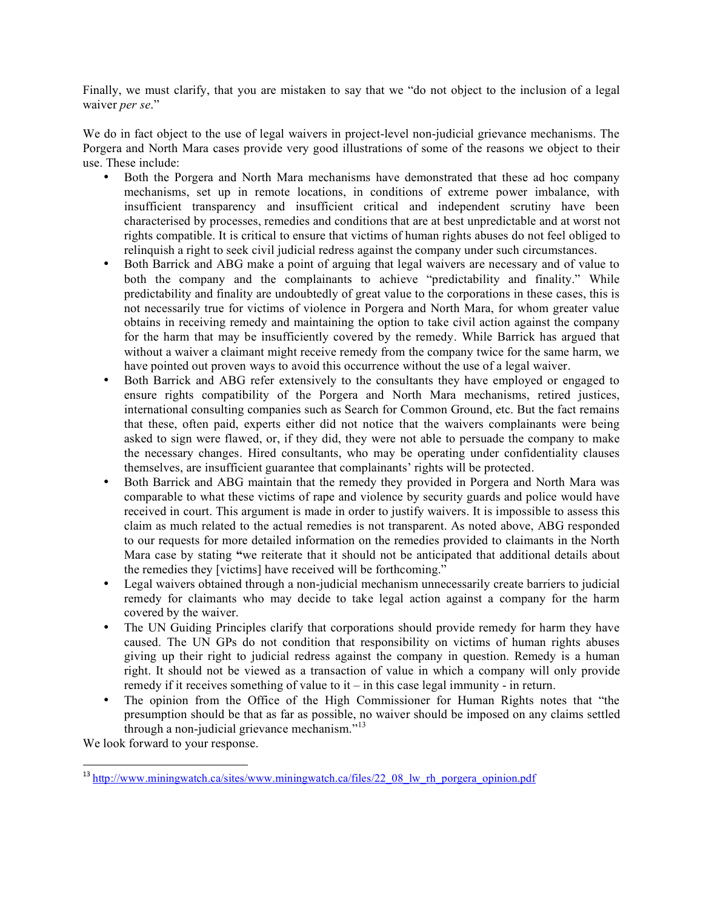Finally, we must clarify, that you are mistaken to say that we "do not object to the inclusion of a legal waiver *per se*."

We do in fact object to the use of legal waivers in project-level non-judicial grievance mechanisms. The Porgera and North Mara cases provide very good illustrations of some of the reasons we object to their use. These include:

- Both the Porgera and North Mara mechanisms have demonstrated that these ad hoc company mechanisms, set up in remote locations, in conditions of extreme power imbalance, with insufficient transparency and insufficient critical and independent scrutiny have been characterised by processes, remedies and conditions that are at best unpredictable and at worst not rights compatible. It is critical to ensure that victims of human rights abuses do not feel obliged to relinquish a right to seek civil judicial redress against the company under such circumstances.
- Both Barrick and ABG make a point of arguing that legal waivers are necessary and of value to both the company and the complainants to achieve "predictability and finality." While predictability and finality are undoubtedly of great value to the corporations in these cases, this is not necessarily true for victims of violence in Porgera and North Mara, for whom greater value obtains in receiving remedy and maintaining the option to take civil action against the company for the harm that may be insufficiently covered by the remedy. While Barrick has argued that without a waiver a claimant might receive remedy from the company twice for the same harm, we have pointed out proven ways to avoid this occurrence without the use of a legal waiver.
- Both Barrick and ABG refer extensively to the consultants they have employed or engaged to ensure rights compatibility of the Porgera and North Mara mechanisms, retired justices, international consulting companies such as Search for Common Ground, etc. But the fact remains that these, often paid, experts either did not notice that the waivers complainants were being asked to sign were flawed, or, if they did, they were not able to persuade the company to make the necessary changes. Hired consultants, who may be operating under confidentiality clauses themselves, are insufficient guarantee that complainants' rights will be protected.
- Both Barrick and ABG maintain that the remedy they provided in Porgera and North Mara was comparable to what these victims of rape and violence by security guards and police would have received in court. This argument is made in order to justify waivers. It is impossible to assess this claim as much related to the actual remedies is not transparent. As noted above, ABG responded to our requests for more detailed information on the remedies provided to claimants in the North Mara case by stating **"**we reiterate that it should not be anticipated that additional details about the remedies they [victims] have received will be forthcoming."
- Legal waivers obtained through a non-judicial mechanism unnecessarily create barriers to judicial remedy for claimants who may decide to take legal action against a company for the harm covered by the waiver.
- The UN Guiding Principles clarify that corporations should provide remedy for harm they have caused. The UN GPs do not condition that responsibility on victims of human rights abuses giving up their right to judicial redress against the company in question. Remedy is a human right. It should not be viewed as a transaction of value in which a company will only provide remedy if it receives something of value to it – in this case legal immunity - in return.
- The opinion from the Office of the High Commissioner for Human Rights notes that "the presumption should be that as far as possible, no waiver should be imposed on any claims settled through a non-judicial grievance mechanism."[13]

We look forward to your response.

---

[13] http://www.miningwatch.ca/sites/www.miningwatch.ca/files/22_08_lw_rh_porgera_opinion.pdf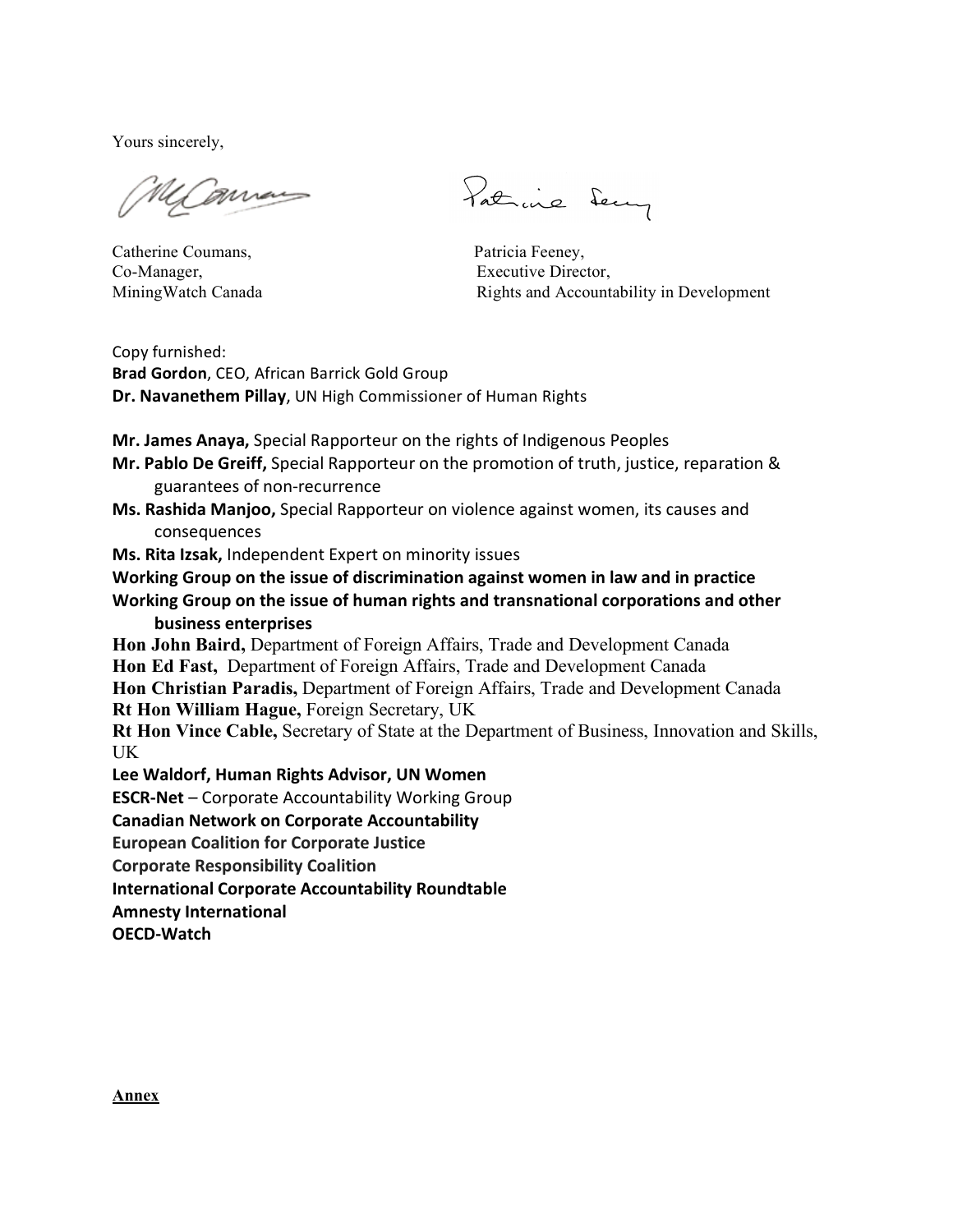Yours sincerely,

Catherine Coumans,
Co-Manager,
MiningWatch Canada

Patricia Feeney,
Executive Director,
Rights and Accountability in Development

Copy furnished:
**Brad Gordon**, CEO, African Barrick Gold Group
**Dr. Navanethem Pillay**, UN High Commissioner of Human Rights

**Mr. James Anaya,** Special Rapporteur on the rights of Indigenous Peoples
**Mr. Pablo De Greiff,** Special Rapporteur on the promotion of truth, justice, reparation & guarantees of non-recurrence
**Ms. Rashida Manjoo,** Special Rapporteur on violence against women, its causes and consequences
**Ms. Rita Izsak,** Independent Expert on minority issues
**Working Group on the issue of discrimination against women in law and in practice**
**Working Group on the issue of human rights and transnational corporations and other business enterprises**
**Hon John Baird,** Department of Foreign Affairs, Trade and Development Canada
**Hon Ed Fast,** Department of Foreign Affairs, Trade and Development Canada
**Hon Christian Paradis,** Department of Foreign Affairs, Trade and Development Canada
**Rt Hon William Hague,** Foreign Secretary, UK
**Rt Hon Vince Cable,** Secretary of State at the Department of Business, Innovation and Skills, UK
**Lee Waldorf, Human Rights Advisor, UN Women**
**ESCR-Net** – Corporate Accountability Working Group
**Canadian Network on Corporate Accountability**
**European Coalition for Corporate Justice**
**Corporate Responsibility Coalition**
**International Corporate Accountability Roundtable**
**Amnesty International**
**OECD-Watch**

**Annex**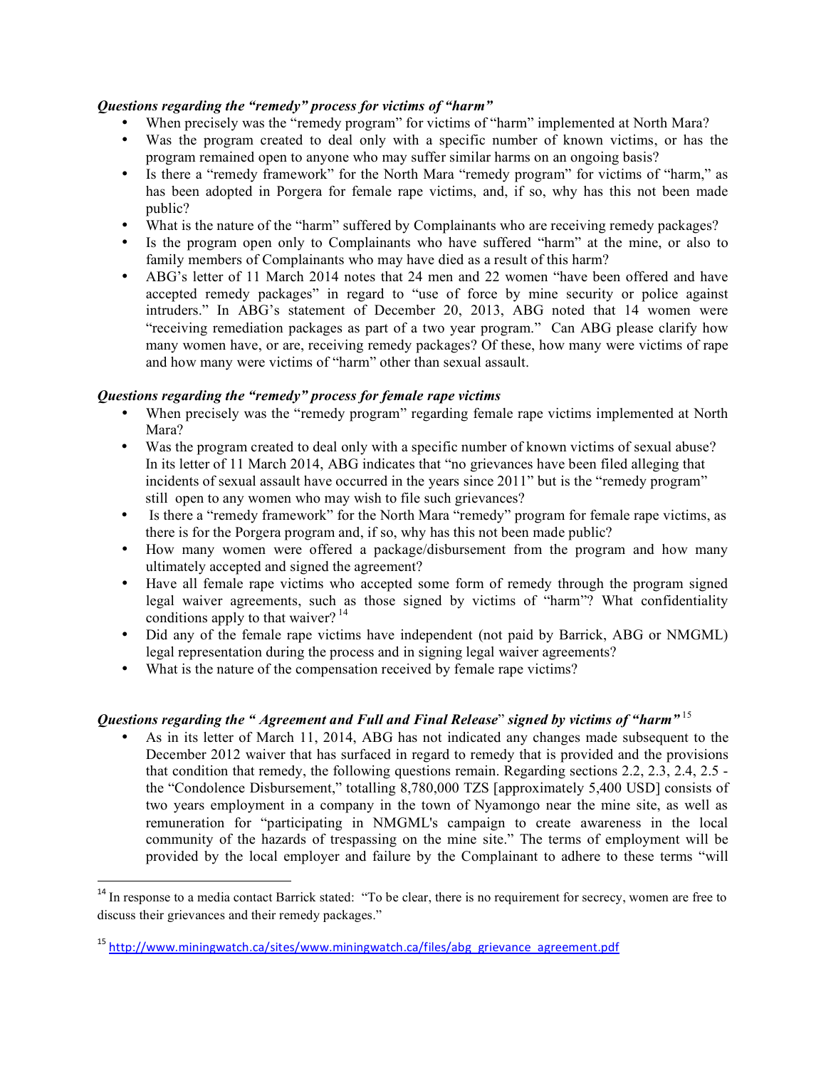### *Questions regarding the "remedy" process for victims of "harm"*

- When precisely was the "remedy program" for victims of "harm" implemented at North Mara?
- Was the program created to deal only with a specific number of known victims, or has the program remained open to anyone who may suffer similar harms on an ongoing basis?
- Is there a "remedy framework" for the North Mara "remedy program" for victims of "harm," as has been adopted in Porgera for female rape victims, and, if so, why has this not been made public?
- What is the nature of the "harm" suffered by Complainants who are receiving remedy packages?
- Is the program open only to Complainants who have suffered "harm" at the mine, or also to family members of Complainants who may have died as a result of this harm?
- ABG's letter of 11 March 2014 notes that 24 men and 22 women "have been offered and have accepted remedy packages" in regard to "use of force by mine security or police against intruders." In ABG's statement of December 20, 2013, ABG noted that 14 women were "receiving remediation packages as part of a two year program." Can ABG please clarify how many women have, or are, receiving remedy packages? Of these, how many were victims of rape and how many were victims of "harm" other than sexual assault.

### *Questions regarding the "remedy" process for female rape victims*

- When precisely was the "remedy program" regarding female rape victims implemented at North Mara?
- Was the program created to deal only with a specific number of known victims of sexual abuse? In its letter of 11 March 2014, ABG indicates that "no grievances have been filed alleging that incidents of sexual assault have occurred in the years since 2011" but is the "remedy program" still open to any women who may wish to file such grievances?
- Is there a "remedy framework" for the North Mara "remedy" program for female rape victims, as there is for the Porgera program and, if so, why has this not been made public?
- How many women were offered a package/disbursement from the program and how many ultimately accepted and signed the agreement?
- Have all female rape victims who accepted some form of remedy through the program signed legal waiver agreements, such as those signed by victims of "harm"? What confidentiality conditions apply to that waiver? [14]
- Did any of the female rape victims have independent (not paid by Barrick, ABG or NMGML) legal representation during the process and in signing legal waiver agreements?
- What is the nature of the compensation received by female rape victims?

### *Questions regarding the " Agreement and Full and Final Release" signed by victims of "harm"* [15]

- As in its letter of March 11, 2014, ABG has not indicated any changes made subsequent to the December 2012 waiver that has surfaced in regard to remedy that is provided and the provisions that condition that remedy, the following questions remain. Regarding sections 2.2, 2.3, 2.4, 2.5 - the "Condolence Disbursement," totalling 8,780,000 TZS [approximately 5,400 USD] consists of two years employment in a company in the town of Nyamongo near the mine site, as well as remuneration for "participating in NMGML's campaign to create awareness in the local community of the hazards of trespassing on the mine site." The terms of employment will be provided by the local employer and failure by the Complainant to adhere to these terms "will

---

[14] In response to a media contact Barrick stated: "To be clear, there is no requirement for secrecy, women are free to discuss their grievances and their remedy packages."

[15] http://www.miningwatch.ca/sites/www.miningwatch.ca/files/abg_grievance_agreement.pdf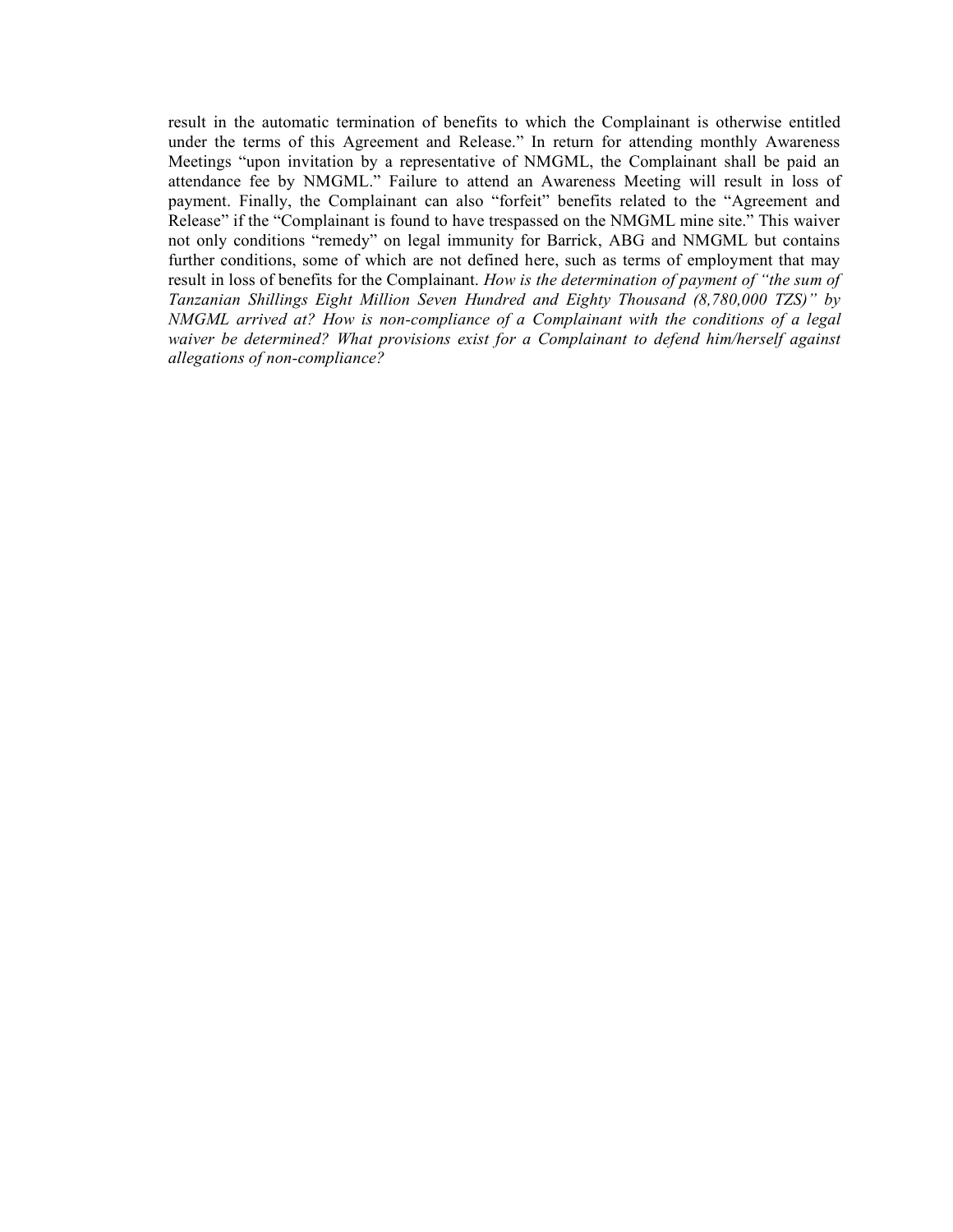result in the automatic termination of benefits to which the Complainant is otherwise entitled under the terms of this Agreement and Release." In return for attending monthly Awareness Meetings "upon invitation by a representative of NMGML, the Complainant shall be paid an attendance fee by NMGML." Failure to attend an Awareness Meeting will result in loss of payment. Finally, the Complainant can also "forfeit" benefits related to the "Agreement and Release" if the "Complainant is found to have trespassed on the NMGML mine site." This waiver not only conditions "remedy" on legal immunity for Barrick, ABG and NMGML but contains further conditions, some of which are not defined here, such as terms of employment that may result in loss of benefits for the Complainant. *How is the determination of payment of "the sum of Tanzanian Shillings Eight Million Seven Hundred and Eighty Thousand (8,780,000 TZS)" by NMGML arrived at? How is non-compliance of a Complainant with the conditions of a legal waiver be determined? What provisions exist for a Complainant to defend him/herself against allegations of non-compliance?*